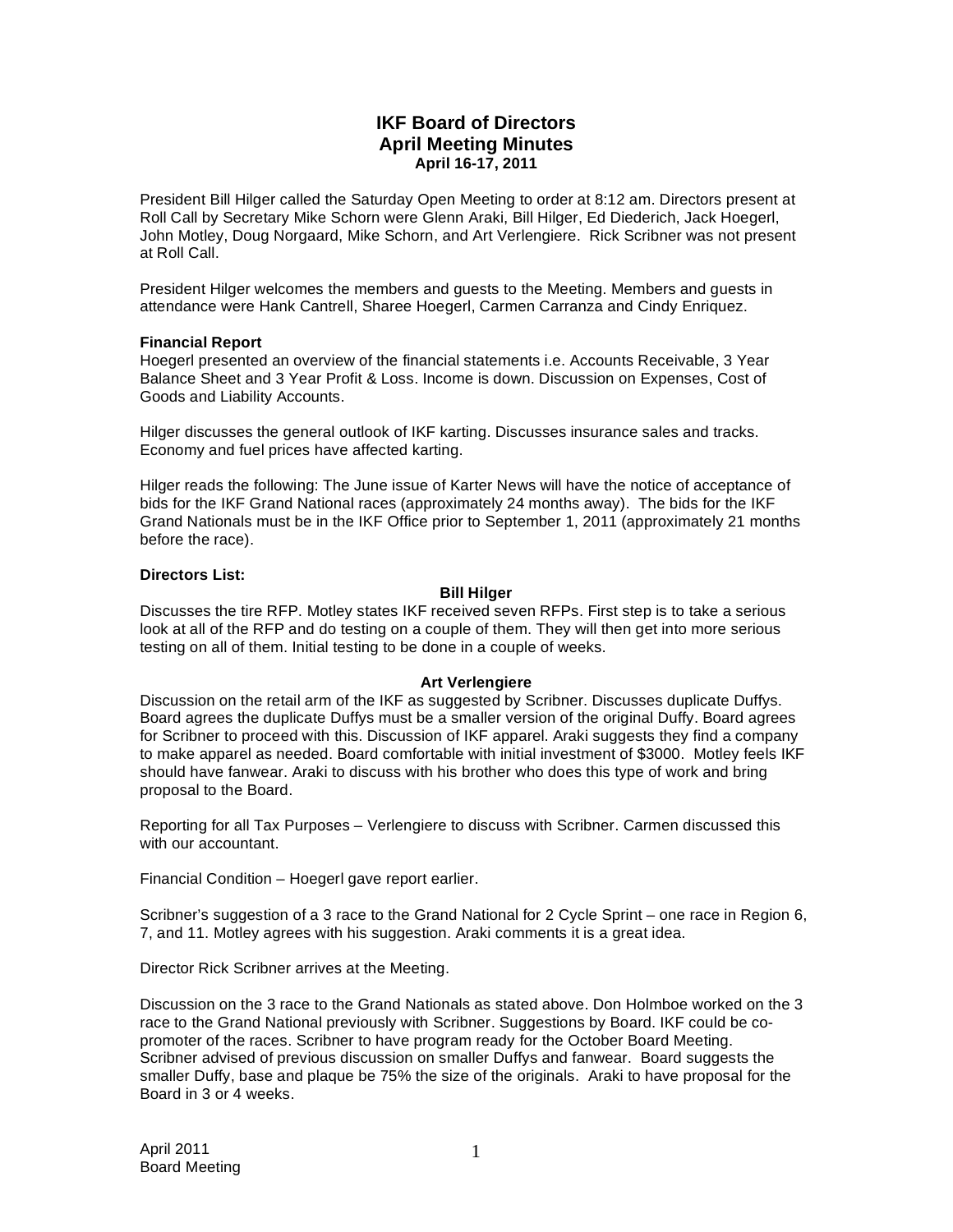# IKF Board of Directors
## April Meeting Minutes
### April 16-17, 2011

President Bill Hilger called the Saturday Open Meeting to order at 8:12 am. Directors present at Roll Call by Secretary Mike Schorn were Glenn Araki, Bill Hilger, Ed Diederich, Jack Hoegerl, John Motley, Doug Norgaard, Mike Schorn, and Art Verlengiere. Rick Scribner was not present at Roll Call.

President Hilger welcomes the members and guests to the Meeting. Members and guests in attendance were Hank Cantrell, Sharee Hoegerl, Carmen Carranza and Cindy Enriquez.

**Financial Report**

Hoegerl presented an overview of the financial statements i.e. Accounts Receivable, 3 Year Balance Sheet and 3 Year Profit & Loss. Income is down. Discussion on Expenses, Cost of Goods and Liability Accounts.

Hilger discusses the general outlook of IKF karting. Discusses insurance sales and tracks. Economy and fuel prices have affected karting.

Hilger reads the following: The June issue of Karter News will have the notice of acceptance of bids for the IKF Grand National races (approximately 24 months away). The bids for the IKF Grand Nationals must be in the IKF Office prior to September 1, 2011 (approximately 21 months before the race).

**Directors List:**

**Bill Hilger**

Discusses the tire RFP. Motley states IKF received seven RFPs. First step is to take a serious look at all of the RFP and do testing on a couple of them. They will then get into more serious testing on all of them. Initial testing to be done in a couple of weeks.

**Art Verlengiere**

Discussion on the retail arm of the IKF as suggested by Scribner. Discusses duplicate Duffys. Board agrees the duplicate Duffys must be a smaller version of the original Duffy. Board agrees for Scribner to proceed with this. Discussion of IKF apparel. Araki suggests they find a company to make apparel as needed. Board comfortable with initial investment of $3000. Motley feels IKF should have fanwear. Araki to discuss with his brother who does this type of work and bring proposal to the Board.

Reporting for all Tax Purposes – Verlengiere to discuss with Scribner. Carmen discussed this with our accountant.

Financial Condition – Hoegerl gave report earlier.

Scribner's suggestion of a 3 race to the Grand National for 2 Cycle Sprint – one race in Region 6, 7, and 11. Motley agrees with his suggestion. Araki comments it is a great idea.

Director Rick Scribner arrives at the Meeting.

Discussion on the 3 race to the Grand Nationals as stated above. Don Holmboe worked on the 3 race to the Grand National previously with Scribner. Suggestions by Board. IKF could be co-promoter of the races. Scribner to have program ready for the October Board Meeting. Scribner advised of previous discussion on smaller Duffys and fanwear. Board suggests the smaller Duffy, base and plaque be 75% the size of the originals. Araki to have proposal for the Board in 3 or 4 weeks.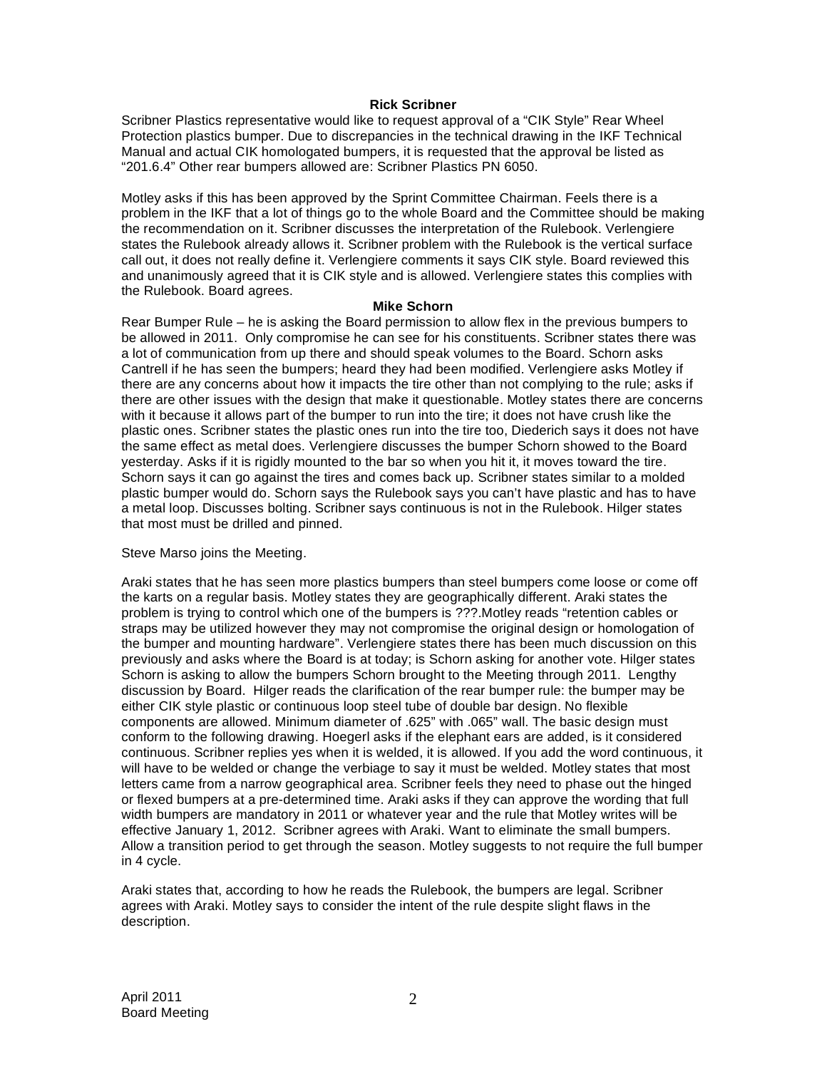**Rick Scribner**

Scribner Plastics representative would like to request approval of a "CIK Style" Rear Wheel Protection plastics bumper. Due to discrepancies in the technical drawing in the IKF Technical Manual and actual CIK homologated bumpers, it is requested that the approval be listed as "201.6.4" Other rear bumpers allowed are: Scribner Plastics PN 6050.

Motley asks if this has been approved by the Sprint Committee Chairman. Feels there is a problem in the IKF that a lot of things go to the whole Board and the Committee should be making the recommendation on it. Scribner discusses the interpretation of the Rulebook. Verlengiere states the Rulebook already allows it. Scribner problem with the Rulebook is the vertical surface call out, it does not really define it. Verlengiere comments it says CIK style. Board reviewed this and unanimously agreed that it is CIK style and is allowed. Verlengiere states this complies with the Rulebook. Board agrees.

**Mike Schorn**

Rear Bumper Rule – he is asking the Board permission to allow flex in the previous bumpers to be allowed in 2011. Only compromise he can see for his constituents. Scribner states there was a lot of communication from up there and should speak volumes to the Board. Schorn asks Cantrell if he has seen the bumpers; heard they had been modified. Verlengiere asks Motley if there are any concerns about how it impacts the tire other than not complying to the rule; asks if there are other issues with the design that make it questionable. Motley states there are concerns with it because it allows part of the bumper to run into the tire; it does not have crush like the plastic ones. Scribner states the plastic ones run into the tire too, Diederich says it does not have the same effect as metal does. Verlengiere discusses the bumper Schorn showed to the Board yesterday. Asks if it is rigidly mounted to the bar so when you hit it, it moves toward the tire. Schorn says it can go against the tires and comes back up. Scribner states similar to a molded plastic bumper would do. Schorn says the Rulebook says you can't have plastic and has to have a metal loop. Discusses bolting. Scribner says continuous is not in the Rulebook. Hilger states that most must be drilled and pinned.

Steve Marso joins the Meeting.

Araki states that he has seen more plastics bumpers than steel bumpers come loose or come off the karts on a regular basis. Motley states they are geographically different. Araki states the problem is trying to control which one of the bumpers is ???.Motley reads "retention cables or straps may be utilized however they may not compromise the original design or homologation of the bumper and mounting hardware". Verlengiere states there has been much discussion on this previously and asks where the Board is at today; is Schorn asking for another vote. Hilger states Schorn is asking to allow the bumpers Schorn brought to the Meeting through 2011. Lengthy discussion by Board. Hilger reads the clarification of the rear bumper rule: the bumper may be either CIK style plastic or continuous loop steel tube of double bar design. No flexible components are allowed. Minimum diameter of .625" with .065" wall. The basic design must conform to the following drawing. Hoegerl asks if the elephant ears are added, is it considered continuous. Scribner replies yes when it is welded, it is allowed. If you add the word continuous, it will have to be welded or change the verbiage to say it must be welded. Motley states that most letters came from a narrow geographical area. Scribner feels they need to phase out the hinged or flexed bumpers at a pre-determined time. Araki asks if they can approve the wording that full width bumpers are mandatory in 2011 or whatever year and the rule that Motley writes will be effective January 1, 2012. Scribner agrees with Araki. Want to eliminate the small bumpers. Allow a transition period to get through the season. Motley suggests to not require the full bumper in 4 cycle.

Araki states that, according to how he reads the Rulebook, the bumpers are legal. Scribner agrees with Araki. Motley says to consider the intent of the rule despite slight flaws in the description.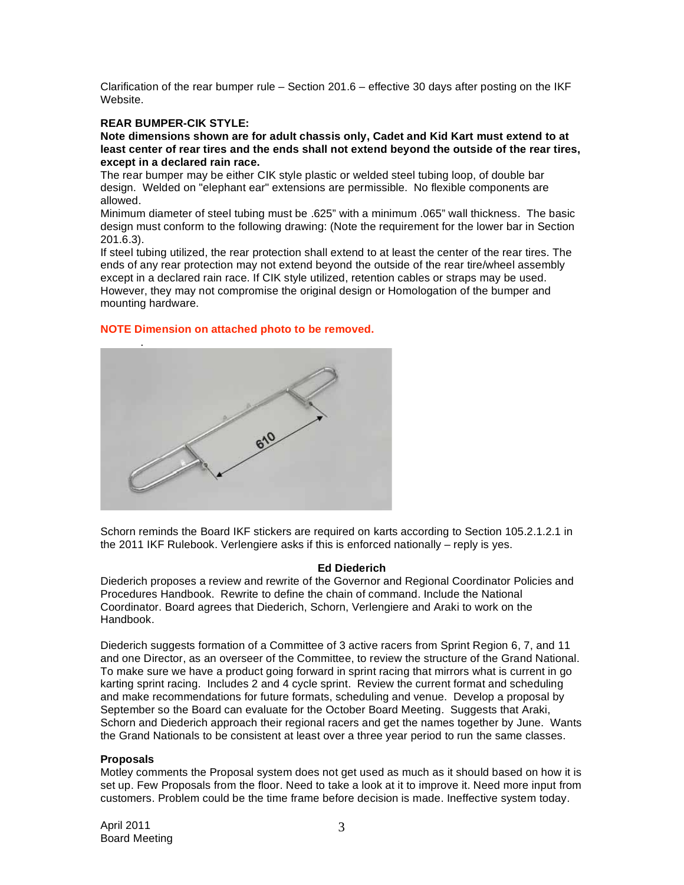Clarification of the rear bumper rule – Section 201.6 – effective 30 days after posting on the IKF Website.

**REAR BUMPER-CIK STYLE:**

**Note dimensions shown are for adult chassis only, Cadet and Kid Kart must extend to at least center of rear tires and the ends shall not extend beyond the outside of the rear tires, except in a declared rain race.**

The rear bumper may be either CIK style plastic or welded steel tubing loop, of double bar design. Welded on "elephant ear" extensions are permissible. No flexible components are allowed.

Minimum diameter of steel tubing must be .625" with a minimum .065" wall thickness. The basic design must conform to the following drawing: (Note the requirement for the lower bar in Section 201.6.3).

If steel tubing utilized, the rear protection shall extend to at least the center of the rear tires. The ends of any rear protection may not extend beyond the outside of the rear tire/wheel assembly except in a declared rain race. If CIK style utilized, retention cables or straps may be used. However, they may not compromise the original design or Homologation of the bumper and mounting hardware.

**NOTE Dimension on attached photo to be removed.**

Schorn reminds the Board IKF stickers are required on karts according to Section 105.2.1.2.1 in the 2011 IKF Rulebook. Verlengiere asks if this is enforced nationally – reply is yes.

**Ed Diederich**

Diederich proposes a review and rewrite of the Governor and Regional Coordinator Policies and Procedures Handbook. Rewrite to define the chain of command. Include the National Coordinator. Board agrees that Diederich, Schorn, Verlengiere and Araki to work on the Handbook.

Diederich suggests formation of a Committee of 3 active racers from Sprint Region 6, 7, and 11 and one Director, as an overseer of the Committee, to review the structure of the Grand National. To make sure we have a product going forward in sprint racing that mirrors what is current in go karting sprint racing. Includes 2 and 4 cycle sprint. Review the current format and scheduling and make recommendations for future formats, scheduling and venue. Develop a proposal by September so the Board can evaluate for the October Board Meeting. Suggests that Araki, Schorn and Diederich approach their regional racers and get the names together by June. Wants the Grand Nationals to be consistent at least over a three year period to run the same classes.

**Proposals**

Motley comments the Proposal system does not get used as much as it should based on how it is set up. Few Proposals from the floor. Need to take a look at it to improve it. Need more input from customers. Problem could be the time frame before decision is made. Ineffective system today.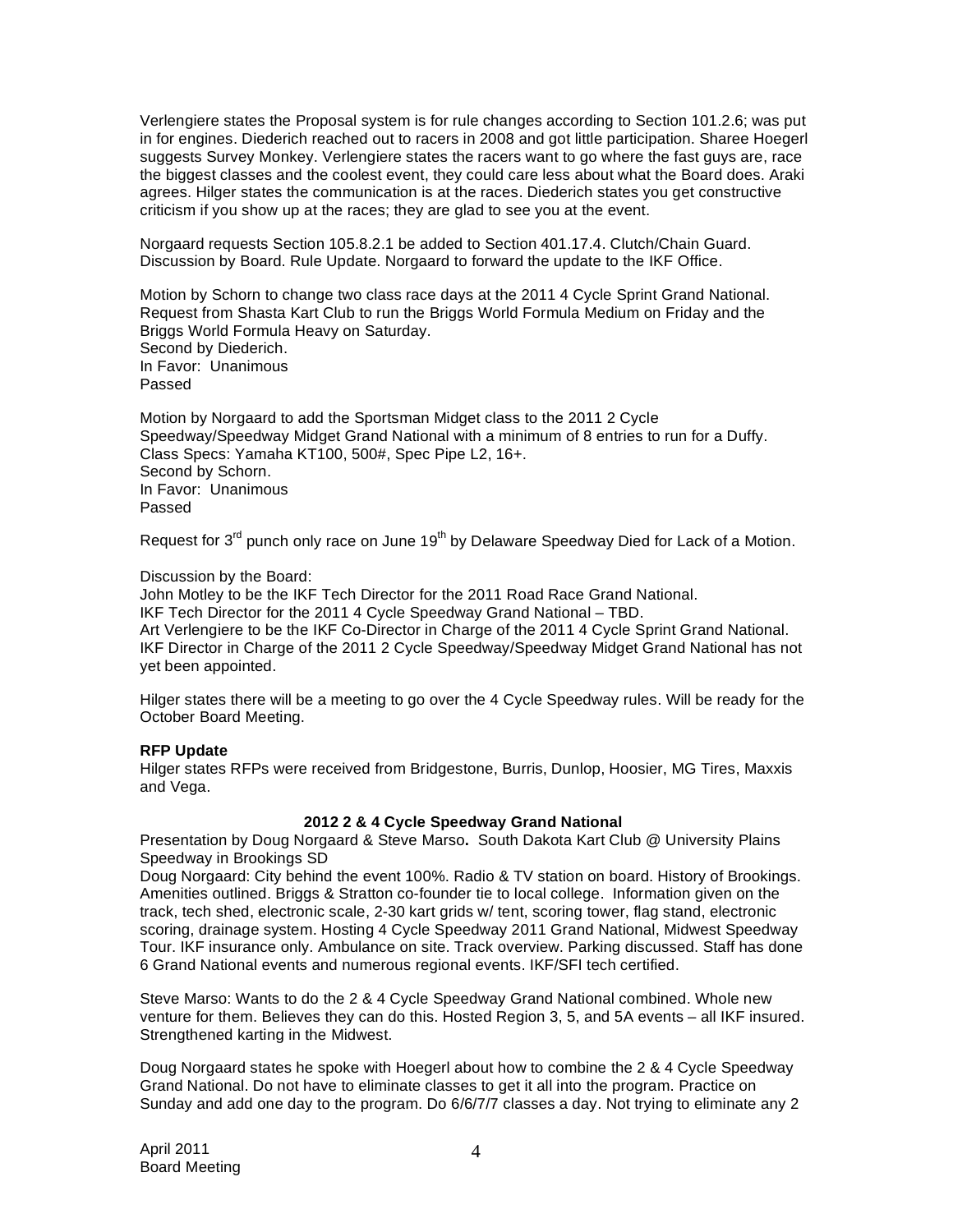Verlengiere states the Proposal system is for rule changes according to Section 101.2.6; was put in for engines. Diederich reached out to racers in 2008 and got little participation. Sharee Hoegerl suggests Survey Monkey. Verlengiere states the racers want to go where the fast guys are, race the biggest classes and the coolest event, they could care less about what the Board does. Araki agrees. Hilger states the communication is at the races. Diederich states you get constructive criticism if you show up at the races; they are glad to see you at the event.

Norgaard requests Section 105.8.2.1 be added to Section 401.17.4. Clutch/Chain Guard. Discussion by Board. Rule Update. Norgaard to forward the update to the IKF Office.

Motion by Schorn to change two class race days at the 2011 4 Cycle Sprint Grand National. Request from Shasta Kart Club to run the Briggs World Formula Medium on Friday and the Briggs World Formula Heavy on Saturday.
Second by Diederich.
In Favor: Unanimous
Passed

Motion by Norgaard to add the Sportsman Midget class to the 2011 2 Cycle Speedway/Speedway Midget Grand National with a minimum of 8 entries to run for a Duffy. Class Specs: Yamaha KT100, 500#, Spec Pipe L2, 16+.
Second by Schorn.
In Favor: Unanimous
Passed

Request for 3rd punch only race on June 19th by Delaware Speedway Died for Lack of a Motion.

Discussion by the Board:
John Motley to be the IKF Tech Director for the 2011 Road Race Grand National.
IKF Tech Director for the 2011 4 Cycle Speedway Grand National – TBD.
Art Verlengiere to be the IKF Co-Director in Charge of the 2011 4 Cycle Sprint Grand National.
IKF Director in Charge of the 2011 2 Cycle Speedway/Speedway Midget Grand National has not yet been appointed.

Hilger states there will be a meeting to go over the 4 Cycle Speedway rules. Will be ready for the October Board Meeting.

**RFP Update**
Hilger states RFPs were received from Bridgestone, Burris, Dunlop, Hoosier, MG Tires, Maxxis and Vega.

**2012 2 & 4 Cycle Speedway Grand National**

Presentation by Doug Norgaard & Steve Marso**.** South Dakota Kart Club @ University Plains Speedway in Brookings SD
Doug Norgaard: City behind the event 100%. Radio & TV station on board. History of Brookings. Amenities outlined. Briggs & Stratton co-founder tie to local college. Information given on the track, tech shed, electronic scale, 2-30 kart grids w/ tent, scoring tower, flag stand, electronic scoring, drainage system. Hosting 4 Cycle Speedway 2011 Grand National, Midwest Speedway Tour. IKF insurance only. Ambulance on site. Track overview. Parking discussed. Staff has done 6 Grand National events and numerous regional events. IKF/SFI tech certified.

Steve Marso: Wants to do the 2 & 4 Cycle Speedway Grand National combined. Whole new venture for them. Believes they can do this. Hosted Region 3, 5, and 5A events – all IKF insured. Strengthened karting in the Midwest.

Doug Norgaard states he spoke with Hoegerl about how to combine the 2 & 4 Cycle Speedway Grand National. Do not have to eliminate classes to get it all into the program. Practice on Sunday and add one day to the program. Do 6/6/7/7 classes a day. Not trying to eliminate any 2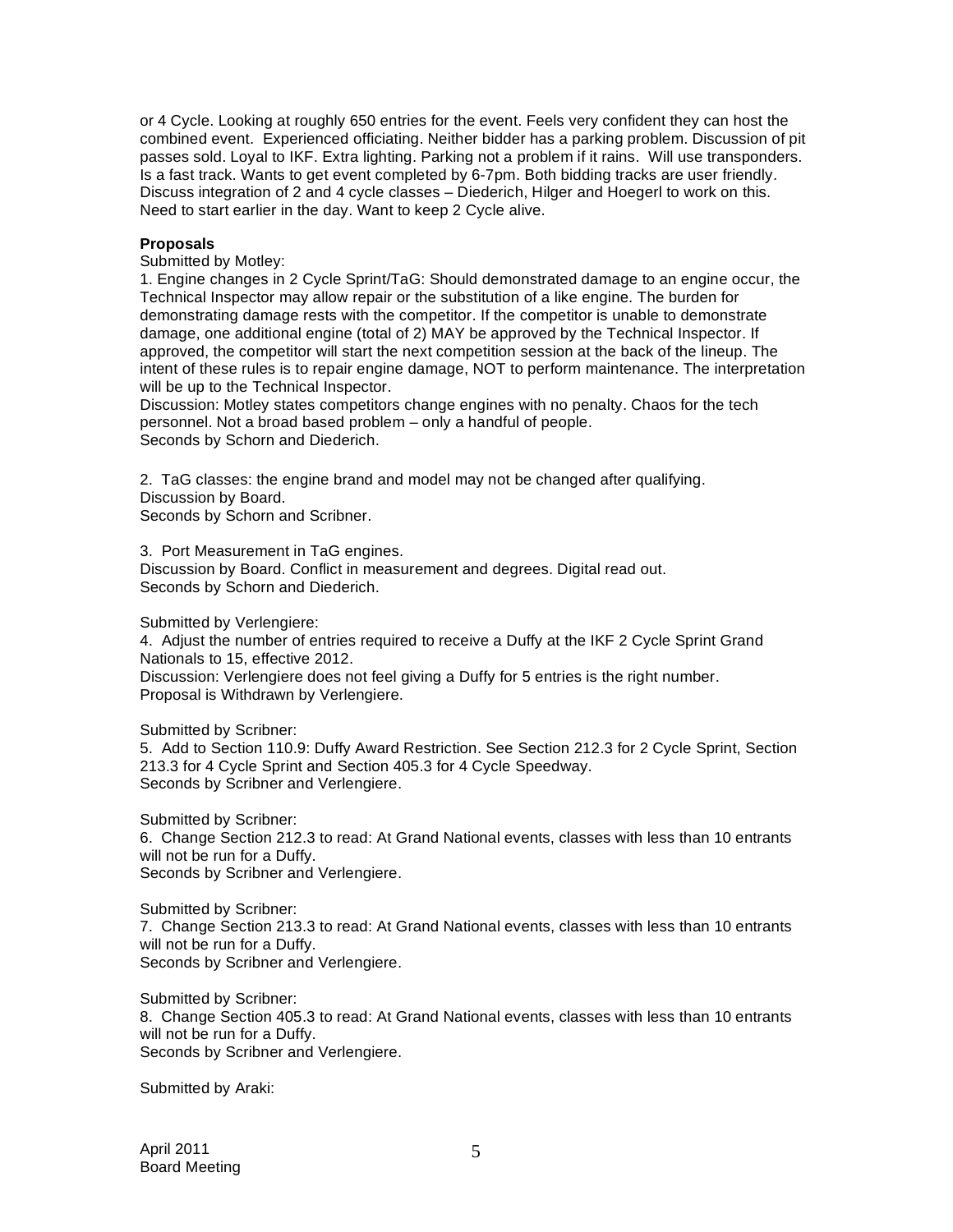or 4 Cycle. Looking at roughly 650 entries for the event. Feels very confident they can host the combined event. Experienced officiating. Neither bidder has a parking problem. Discussion of pit passes sold. Loyal to IKF. Extra lighting. Parking not a problem if it rains. Will use transponders. Is a fast track. Wants to get event completed by 6-7pm. Both bidding tracks are user friendly. Discuss integration of 2 and 4 cycle classes – Diederich, Hilger and Hoegerl to work on this. Need to start earlier in the day. Want to keep 2 Cycle alive.

**Proposals**

Submitted by Motley:

1. Engine changes in 2 Cycle Sprint/TaG: Should demonstrated damage to an engine occur, the Technical Inspector may allow repair or the substitution of a like engine. The burden for demonstrating damage rests with the competitor. If the competitor is unable to demonstrate damage, one additional engine (total of 2) MAY be approved by the Technical Inspector. If approved, the competitor will start the next competition session at the back of the lineup. The intent of these rules is to repair engine damage, NOT to perform maintenance. The interpretation will be up to the Technical Inspector.
Discussion: Motley states competitors change engines with no penalty. Chaos for the tech personnel. Not a broad based problem – only a handful of people.
Seconds by Schorn and Diederich.

2. TaG classes: the engine brand and model may not be changed after qualifying.
Discussion by Board.
Seconds by Schorn and Scribner.

3. Port Measurement in TaG engines.
Discussion by Board. Conflict in measurement and degrees. Digital read out.
Seconds by Schorn and Diederich.

Submitted by Verlengiere:

4. Adjust the number of entries required to receive a Duffy at the IKF 2 Cycle Sprint Grand Nationals to 15, effective 2012.
Discussion: Verlengiere does not feel giving a Duffy for 5 entries is the right number.
Proposal is Withdrawn by Verlengiere.

Submitted by Scribner:

5. Add to Section 110.9: Duffy Award Restriction. See Section 212.3 for 2 Cycle Sprint, Section 213.3 for 4 Cycle Sprint and Section 405.3 for 4 Cycle Speedway.
Seconds by Scribner and Verlengiere.

Submitted by Scribner:

6. Change Section 212.3 to read: At Grand National events, classes with less than 10 entrants will not be run for a Duffy.
Seconds by Scribner and Verlengiere.

Submitted by Scribner:

7. Change Section 213.3 to read: At Grand National events, classes with less than 10 entrants will not be run for a Duffy.
Seconds by Scribner and Verlengiere.

Submitted by Scribner:

8. Change Section 405.3 to read: At Grand National events, classes with less than 10 entrants will not be run for a Duffy.
Seconds by Scribner and Verlengiere.

Submitted by Araki: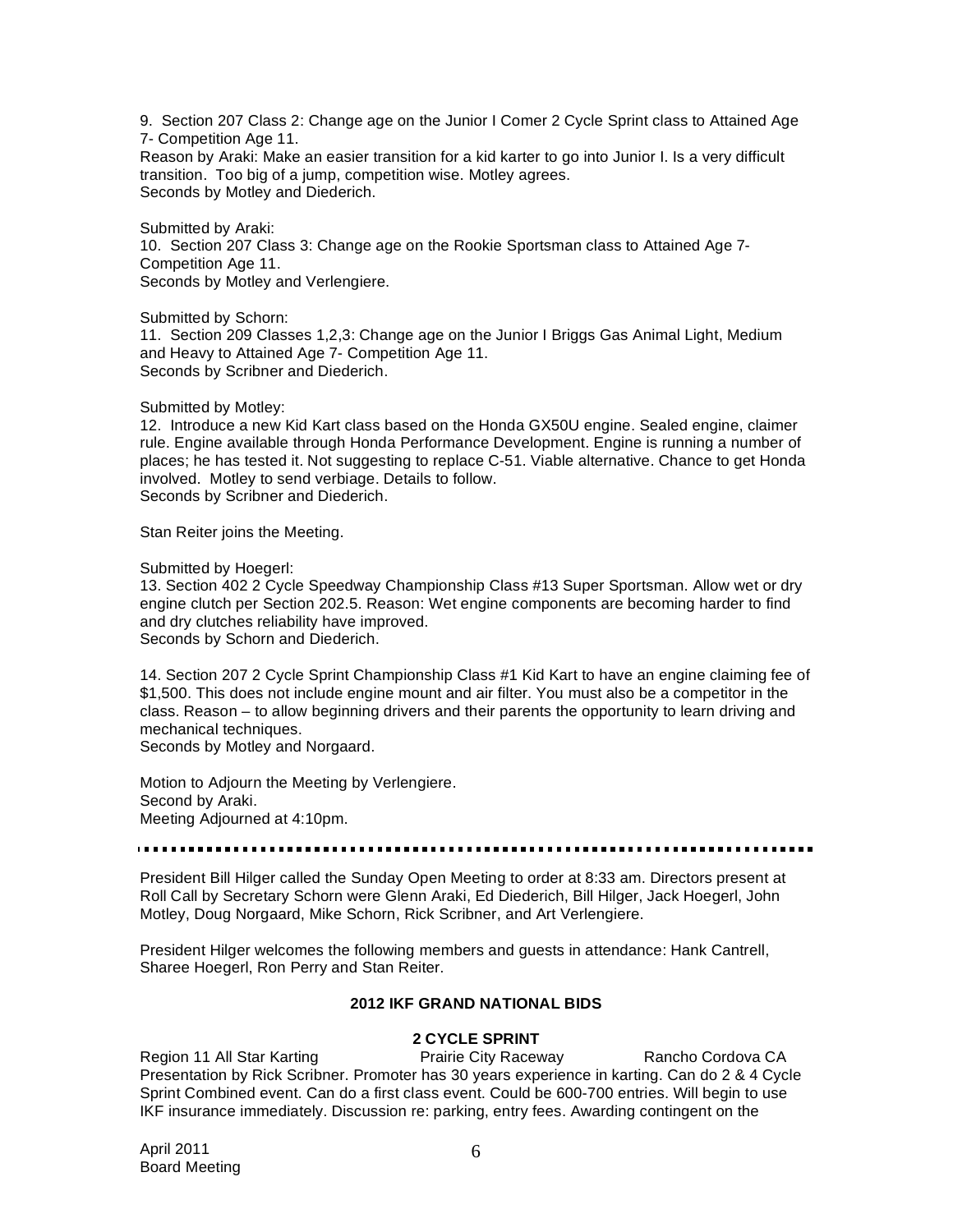9. Section 207 Class 2: Change age on the Junior I Comer 2 Cycle Sprint class to Attained Age 7- Competition Age 11.
Reason by Araki: Make an easier transition for a kid karter to go into Junior I. Is a very difficult transition. Too big of a jump, competition wise. Motley agrees.
Seconds by Motley and Diederich.

Submitted by Araki:
10. Section 207 Class 3: Change age on the Rookie Sportsman class to Attained Age 7- Competition Age 11.
Seconds by Motley and Verlengiere.

Submitted by Schorn:
11. Section 209 Classes 1,2,3: Change age on the Junior I Briggs Gas Animal Light, Medium and Heavy to Attained Age 7- Competition Age 11.
Seconds by Scribner and Diederich.

Submitted by Motley:
12. Introduce a new Kid Kart class based on the Honda GX50U engine. Sealed engine, claimer rule. Engine available through Honda Performance Development. Engine is running a number of places; he has tested it. Not suggesting to replace C-51. Viable alternative. Chance to get Honda involved. Motley to send verbiage. Details to follow.
Seconds by Scribner and Diederich.

Stan Reiter joins the Meeting.

Submitted by Hoegerl:
13. Section 402 2 Cycle Speedway Championship Class #13 Super Sportsman. Allow wet or dry engine clutch per Section 202.5. Reason: Wet engine components are becoming harder to find and dry clutches reliability have improved.
Seconds by Schorn and Diederich.

14. Section 207 2 Cycle Sprint Championship Class #1 Kid Kart to have an engine claiming fee of $1,500. This does not include engine mount and air filter. You must also be a competitor in the class. Reason – to allow beginning drivers and their parents the opportunity to learn driving and mechanical techniques.
Seconds by Motley and Norgaard.

Motion to Adjourn the Meeting by Verlengiere.
Second by Araki.
Meeting Adjourned at 4:10pm.

---

President Bill Hilger called the Sunday Open Meeting to order at 8:33 am. Directors present at Roll Call by Secretary Schorn were Glenn Araki, Ed Diederich, Bill Hilger, Jack Hoegerl, John Motley, Doug Norgaard, Mike Schorn, Rick Scribner, and Art Verlengiere.

President Hilger welcomes the following members and guests in attendance: Hank Cantrell, Sharee Hoegerl, Ron Perry and Stan Reiter.

**2012 IKF GRAND NATIONAL BIDS**

**2 CYCLE SPRINT**

Region 11 All Star Karting   Prairie City Raceway   Rancho Cordova CA

Presentation by Rick Scribner. Promoter has 30 years experience in karting. Can do 2 & 4 Cycle Sprint Combined event. Can do a first class event. Could be 600-700 entries. Will begin to use IKF insurance immediately. Discussion re: parking, entry fees. Awarding contingent on the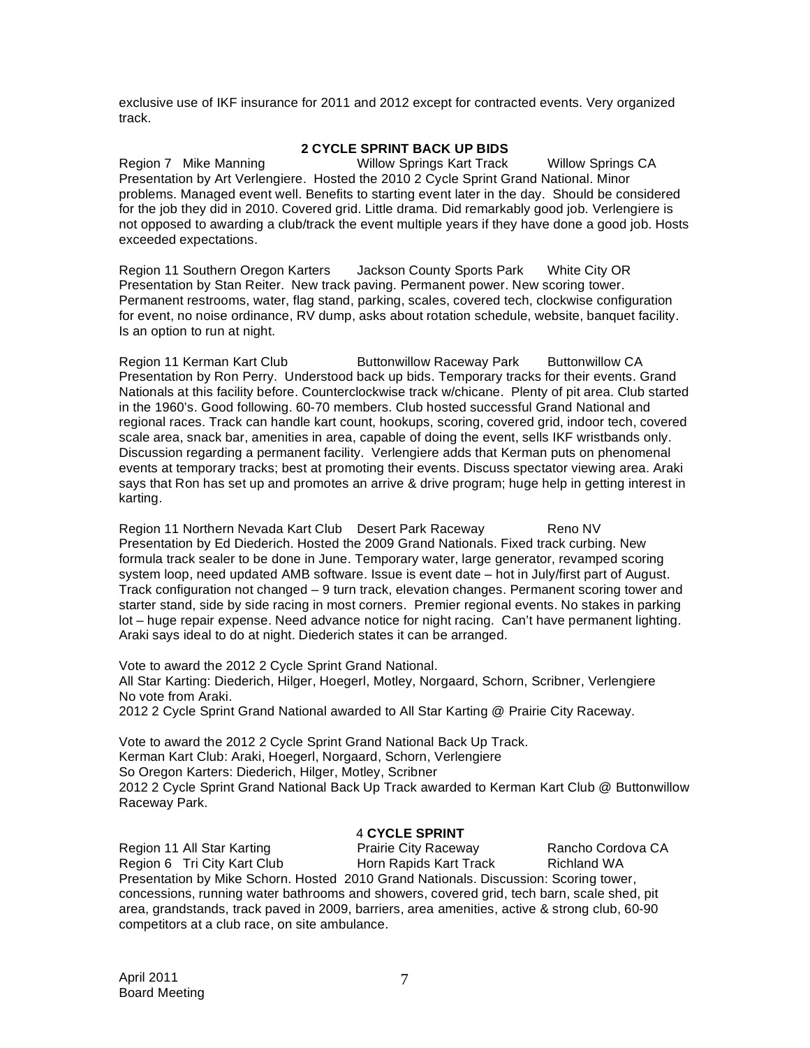exclusive use of IKF insurance for 2011 and 2012 except for contracted events. Very organized track.

### 2 CYCLE SPRINT BACK UP BIDS

Region 7 Mike Manning Willow Springs Kart Track Willow Springs CA
Presentation by Art Verlengiere. Hosted the 2010 2 Cycle Sprint Grand National. Minor problems. Managed event well. Benefits to starting event later in the day. Should be considered for the job they did in 2010. Covered grid. Little drama. Did remarkably good job. Verlengiere is not opposed to awarding a club/track the event multiple years if they have done a good job. Hosts exceeded expectations.

Region 11 Southern Oregon Karters Jackson County Sports Park White City OR
Presentation by Stan Reiter. New track paving. Permanent power. New scoring tower. Permanent restrooms, water, flag stand, parking, scales, covered tech, clockwise configuration for event, no noise ordinance, RV dump, asks about rotation schedule, website, banquet facility. Is an option to run at night.

Region 11 Kerman Kart Club Buttonwillow Raceway Park Buttonwillow CA
Presentation by Ron Perry. Understood back up bids. Temporary tracks for their events. Grand Nationals at this facility before. Counterclockwise track w/chicane. Plenty of pit area. Club started in the 1960's. Good following. 60-70 members. Club hosted successful Grand National and regional races. Track can handle kart count, hookups, scoring, covered grid, indoor tech, covered scale area, snack bar, amenities in area, capable of doing the event, sells IKF wristbands only. Discussion regarding a permanent facility. Verlengiere adds that Kerman puts on phenomenal events at temporary tracks; best at promoting their events. Discuss spectator viewing area. Araki says that Ron has set up and promotes an arrive & drive program; huge help in getting interest in karting.

Region 11 Northern Nevada Kart Club Desert Park Raceway Reno NV
Presentation by Ed Diederich. Hosted the 2009 Grand Nationals. Fixed track curbing. New formula track sealer to be done in June. Temporary water, large generator, revamped scoring system loop, need updated AMB software. Issue is event date – hot in July/first part of August. Track configuration not changed – 9 turn track, elevation changes. Permanent scoring tower and starter stand, side by side racing in most corners. Premier regional events. No stakes in parking lot – huge repair expense. Need advance notice for night racing. Can't have permanent lighting. Araki says ideal to do at night. Diederich states it can be arranged.

Vote to award the 2012 2 Cycle Sprint Grand National.
All Star Karting: Diederich, Hilger, Hoegerl, Motley, Norgaard, Schorn, Scribner, Verlengiere
No vote from Araki.
2012 2 Cycle Sprint Grand National awarded to All Star Karting @ Prairie City Raceway.

Vote to award the 2012 2 Cycle Sprint Grand National Back Up Track.
Kerman Kart Club: Araki, Hoegerl, Norgaard, Schorn, Verlengiere
So Oregon Karters: Diederich, Hilger, Motley, Scribner
2012 2 Cycle Sprint Grand National Back Up Track awarded to Kerman Kart Club @ Buttonwillow Raceway Park.

### 4 CYCLE SPRINT

Region 11 All Star Karting Prairie City Raceway Rancho Cordova CA
Region 6 Tri City Kart Club Horn Rapids Kart Track Richland WA
Presentation by Mike Schorn. Hosted 2010 Grand Nationals. Discussion: Scoring tower, concessions, running water bathrooms and showers, covered grid, tech barn, scale shed, pit area, grandstands, track paved in 2009, barriers, area amenities, active & strong club, 60-90 competitors at a club race, on site ambulance.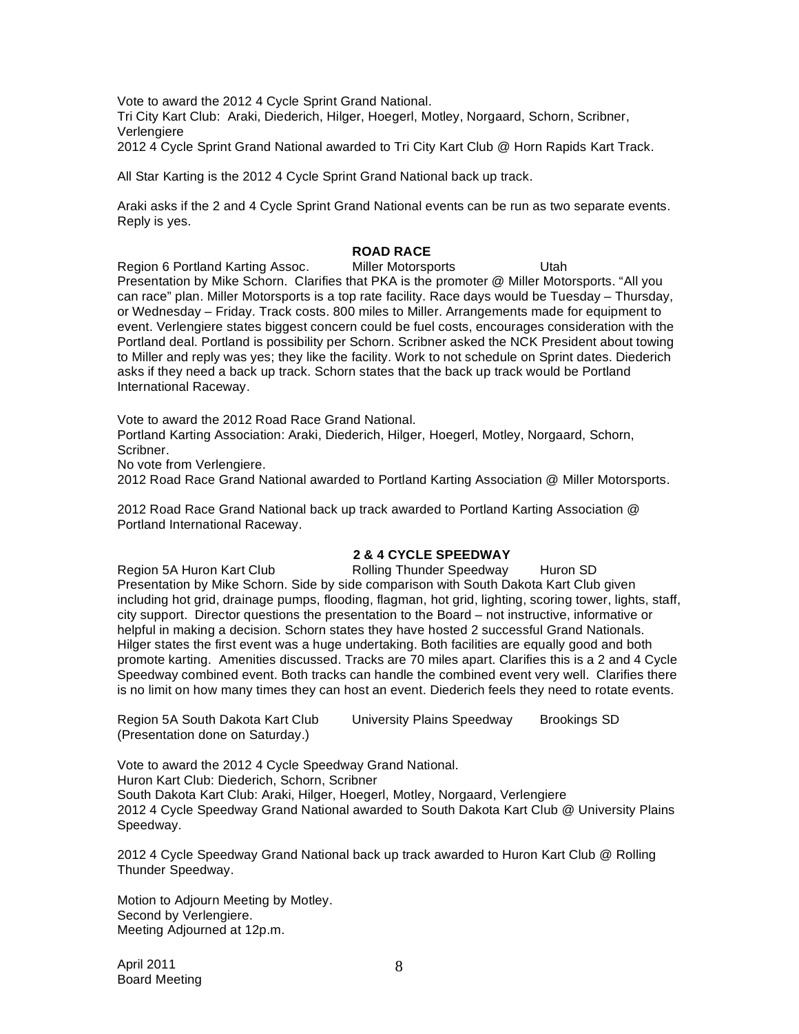Vote to award the 2012 4 Cycle Sprint Grand National.
Tri City Kart Club: Araki, Diederich, Hilger, Hoegerl, Motley, Norgaard, Schorn, Scribner, Verlengiere
2012 4 Cycle Sprint Grand National awarded to Tri City Kart Club @ Horn Rapids Kart Track.

All Star Karting is the 2012 4 Cycle Sprint Grand National back up track.

Araki asks if the 2 and 4 Cycle Sprint Grand National events can be run as two separate events. Reply is yes.

**ROAD RACE**

Region 6 Portland Karting Assoc. Miller Motorsports Utah
Presentation by Mike Schorn. Clarifies that PKA is the promoter @ Miller Motorsports. "All you can race" plan. Miller Motorsports is a top rate facility. Race days would be Tuesday – Thursday, or Wednesday – Friday. Track costs. 800 miles to Miller. Arrangements made for equipment to event. Verlengiere states biggest concern could be fuel costs, encourages consideration with the Portland deal. Portland is possibility per Schorn. Scribner asked the NCK President about towing to Miller and reply was yes; they like the facility. Work to not schedule on Sprint dates. Diederich asks if they need a back up track. Schorn states that the back up track would be Portland International Raceway.

Vote to award the 2012 Road Race Grand National.
Portland Karting Association: Araki, Diederich, Hilger, Hoegerl, Motley, Norgaard, Schorn, Scribner.
No vote from Verlengiere.
2012 Road Race Grand National awarded to Portland Karting Association @ Miller Motorsports.

2012 Road Race Grand National back up track awarded to Portland Karting Association @ Portland International Raceway.

**2 & 4 CYCLE SPEEDWAY**

Region 5A Huron Kart Club Rolling Thunder Speedway Huron SD
Presentation by Mike Schorn. Side by side comparison with South Dakota Kart Club given including hot grid, drainage pumps, flooding, flagman, hot grid, lighting, scoring tower, lights, staff, city support. Director questions the presentation to the Board – not instructive, informative or helpful in making a decision. Schorn states they have hosted 2 successful Grand Nationals. Hilger states the first event was a huge undertaking. Both facilities are equally good and both promote karting. Amenities discussed. Tracks are 70 miles apart. Clarifies this is a 2 and 4 Cycle Speedway combined event. Both tracks can handle the combined event very well. Clarifies there is no limit on how many times they can host an event. Diederich feels they need to rotate events.

Region 5A South Dakota Kart Club University Plains Speedway Brookings SD
(Presentation done on Saturday.)

Vote to award the 2012 4 Cycle Speedway Grand National.
Huron Kart Club: Diederich, Schorn, Scribner
South Dakota Kart Club: Araki, Hilger, Hoegerl, Motley, Norgaard, Verlengiere
2012 4 Cycle Speedway Grand National awarded to South Dakota Kart Club @ University Plains Speedway.

2012 4 Cycle Speedway Grand National back up track awarded to Huron Kart Club @ Rolling Thunder Speedway.

Motion to Adjourn Meeting by Motley.
Second by Verlengiere.
Meeting Adjourned at 12p.m.